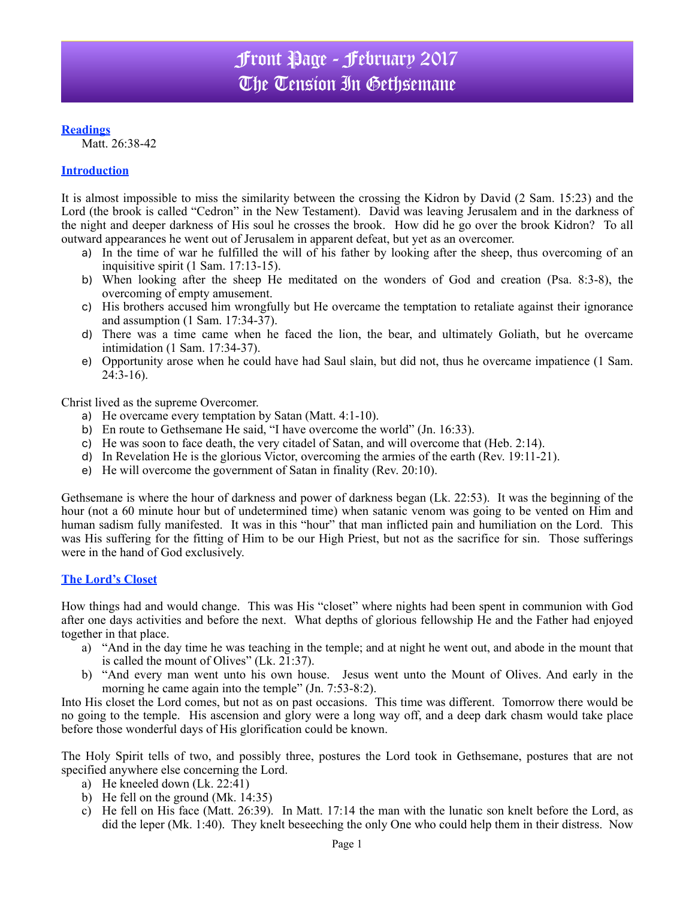# Front Page - February 2017
# The Tension In Gethsemane

## Readings

Matt. 26:38-42

## Introduction

It is almost impossible to miss the similarity between the crossing the Kidron by David (2 Sam. 15:23) and the Lord (the brook is called "Cedron" in the New Testament). David was leaving Jerusalem and in the darkness of the night and deeper darkness of His soul he crosses the brook. How did he go over the brook Kidron? To all outward appearances he went out of Jerusalem in apparent defeat, but yet as an overcomer.

a) In the time of war he fulfilled the will of his father by looking after the sheep, thus overcoming of an inquisitive spirit (1 Sam. 17:13-15).
b) When looking after the sheep He meditated on the wonders of God and creation (Psa. 8:3-8), the overcoming of empty amusement.
c) His brothers accused him wrongfully but He overcame the temptation to retaliate against their ignorance and assumption (1 Sam. 17:34-37).
d) There was a time came when he faced the lion, the bear, and ultimately Goliath, but he overcame intimidation (1 Sam. 17:34-37).
e) Opportunity arose when he could have had Saul slain, but did not, thus he overcame impatience (1 Sam. 24:3-16).

Christ lived as the supreme Overcomer.

a) He overcame every temptation by Satan (Matt. 4:1-10).
b) En route to Gethsemane He said, "I have overcome the world" (Jn. 16:33).
c) He was soon to face death, the very citadel of Satan, and will overcome that (Heb. 2:14).
d) In Revelation He is the glorious Victor, overcoming the armies of the earth (Rev. 19:11-21).
e) He will overcome the government of Satan in finality (Rev. 20:10).

Gethsemane is where the hour of darkness and power of darkness began (Lk. 22:53). It was the beginning of the hour (not a 60 minute hour but of undetermined time) when satanic venom was going to be vented on Him and human sadism fully manifested. It was in this "hour" that man inflicted pain and humiliation on the Lord. This was His suffering for the fitting of Him to be our High Priest, but not as the sacrifice for sin. Those sufferings were in the hand of God exclusively.

## The Lord's Closet

How things had and would change. This was His "closet" where nights had been spent in communion with God after one days activities and before the next. What depths of glorious fellowship He and the Father had enjoyed together in that place.

a) "And in the day time he was teaching in the temple; and at night he went out, and abode in the mount that is called the mount of Olives" (Lk. 21:37).
b) "And every man went unto his own house. Jesus went unto the Mount of Olives. And early in the morning he came again into the temple" (Jn. 7:53-8:2).

Into His closet the Lord comes, but not as on past occasions. This time was different. Tomorrow there would be no going to the temple. His ascension and glory were a long way off, and a deep dark chasm would take place before those wonderful days of His glorification could be known.

The Holy Spirit tells of two, and possibly three, postures the Lord took in Gethsemane, postures that are not specified anywhere else concerning the Lord.

a) He kneeled down (Lk. 22:41)
b) He fell on the ground (Mk. 14:35)
c) He fell on His face (Matt. 26:39). In Matt. 17:14 the man with the lunatic son knelt before the Lord, as did the leper (Mk. 1:40). They knelt beseeching the only One who could help them in their distress. Now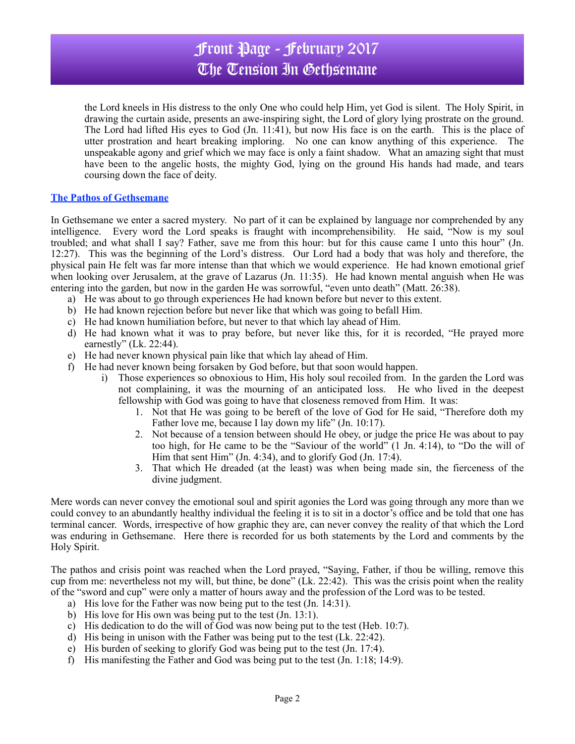the Lord kneels in His distress to the only One who could help Him, yet God is silent. The Holy Spirit, in drawing the curtain aside, presents an awe-inspiring sight, the Lord of glory lying prostrate on the ground. The Lord had lifted His eyes to God (Jn. 11:41), but now His face is on the earth. This is the place of utter prostration and heart breaking imploring. No one can know anything of this experience. The unspeakable agony and grief which we may face is only a faint shadow. What an amazing sight that must have been to the angelic hosts, the mighty God, lying on the ground His hands had made, and tears coursing down the face of deity.

## The Pathos of Gethsemane

In Gethsemane we enter a sacred mystery. No part of it can be explained by language nor comprehended by any intelligence. Every word the Lord speaks is fraught with incomprehensibility. He said, "Now is my soul troubled; and what shall I say? Father, save me from this hour: but for this cause came I unto this hour" (Jn. 12:27). This was the beginning of the Lord's distress. Our Lord had a body that was holy and therefore, the physical pain He felt was far more intense than that which we would experience. He had known emotional grief when looking over Jerusalem, at the grave of Lazarus (Jn. 11:35). He had known mental anguish when He was entering into the garden, but now in the garden He was sorrowful, "even unto death" (Matt. 26:38).

a) He was about to go through experiences He had known before but never to this extent.
b) He had known rejection before but never like that which was going to befall Him.
c) He had known humiliation before, but never to that which lay ahead of Him.
d) He had known what it was to pray before, but never like this, for it is recorded, "He prayed more earnestly" (Lk. 22:44).
e) He had never known physical pain like that which lay ahead of Him.
f) He had never known being forsaken by God before, but that soon would happen.
    i) Those experiences so obnoxious to Him, His holy soul recoiled from. In the garden the Lord was not complaining, it was the mourning of an anticipated loss. He who lived in the deepest fellowship with God was going to have that closeness removed from Him. It was:
        1. Not that He was going to be bereft of the love of God for He said, "Therefore doth my Father love me, because I lay down my life" (Jn. 10:17).
        2. Not because of a tension between should He obey, or judge the price He was about to pay too high, for He came to be the "Saviour of the world" (1 Jn. 4:14), to "Do the will of Him that sent Him" (Jn. 4:34), and to glorify God (Jn. 17:4).
        3. That which He dreaded (at the least) was when being made sin, the fierceness of the divine judgment.

Mere words can never convey the emotional soul and spirit agonies the Lord was going through any more than we could convey to an abundantly healthy individual the feeling it is to sit in a doctor's office and be told that one has terminal cancer. Words, irrespective of how graphic they are, can never convey the reality of that which the Lord was enduring in Gethsemane. Here there is recorded for us both statements by the Lord and comments by the Holy Spirit.

The pathos and crisis point was reached when the Lord prayed, "Saying, Father, if thou be willing, remove this cup from me: nevertheless not my will, but thine, be done" (Lk. 22:42). This was the crisis point when the reality of the "sword and cup" were only a matter of hours away and the profession of the Lord was to be tested.

a) His love for the Father was now being put to the test (Jn. 14:31).
b) His love for His own was being put to the test (Jn. 13:1).
c) His dedication to do the will of God was now being put to the test (Heb. 10:7).
d) His being in unison with the Father was being put to the test (Lk. 22:42).
e) His burden of seeking to glorify God was being put to the test (Jn. 17:4).
f) His manifesting the Father and God was being put to the test (Jn. 1:18; 14:9).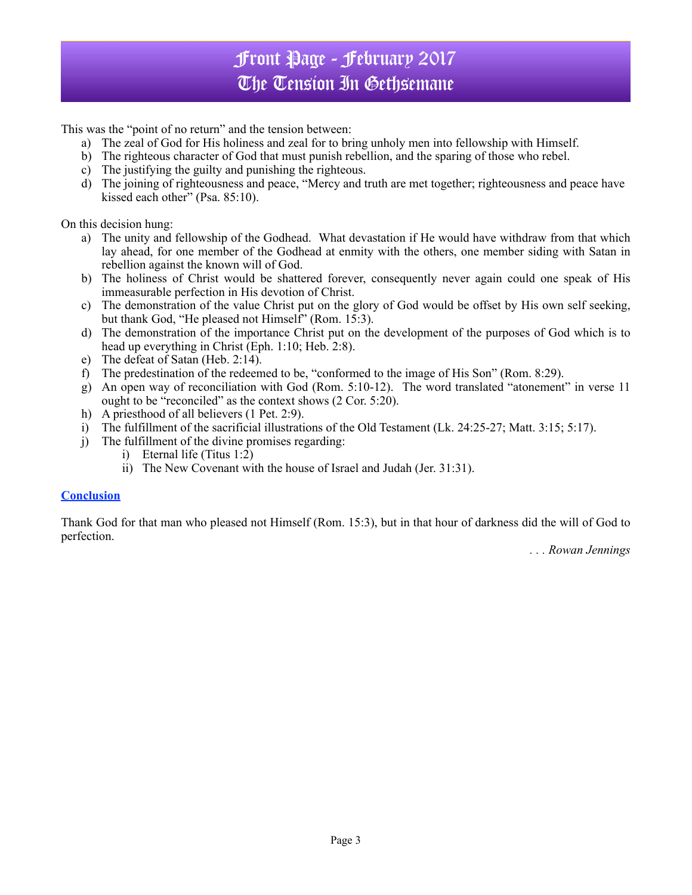# Front Page - February 2017
# The Tension In Gethsemane

This was the "point of no return" and the tension between:

a) The zeal of God for His holiness and zeal for to bring unholy men into fellowship with Himself.
b) The righteous character of God that must punish rebellion, and the sparing of those who rebel.
c) The justifying the guilty and punishing the righteous.
d) The joining of righteousness and peace, "Mercy and truth are met together; righteousness and peace have kissed each other" (Psa. 85:10).

On this decision hung:

a) The unity and fellowship of the Godhead. What devastation if He would have withdraw from that which lay ahead, for one member of the Godhead at enmity with the others, one member siding with Satan in rebellion against the known will of God.
b) The holiness of Christ would be shattered forever, consequently never again could one speak of His immeasurable perfection in His devotion of Christ.
c) The demonstration of the value Christ put on the glory of God would be offset by His own self seeking, but thank God, "He pleased not Himself" (Rom. 15:3).
d) The demonstration of the importance Christ put on the development of the purposes of God which is to head up everything in Christ (Eph. 1:10; Heb. 2:8).
e) The defeat of Satan (Heb. 2:14).
f) The predestination of the redeemed to be, "conformed to the image of His Son" (Rom. 8:29).
g) An open way of reconciliation with God (Rom. 5:10-12). The word translated "atonement" in verse 11 ought to be "reconciled" as the context shows (2 Cor. 5:20).
h) A priesthood of all believers (1 Pet. 2:9).
i) The fulfillment of the sacrificial illustrations of the Old Testament (Lk. 24:25-27; Matt. 3:15; 5:17).
j) The fulfillment of the divine promises regarding:
    i) Eternal life (Titus 1:2)
    ii) The New Covenant with the house of Israel and Judah (Jer. 31:31).

**Conclusion**

Thank God for that man who pleased not Himself (Rom. 15:3), but in that hour of darkness did the will of God to perfection.

. . . *Rowan Jennings*